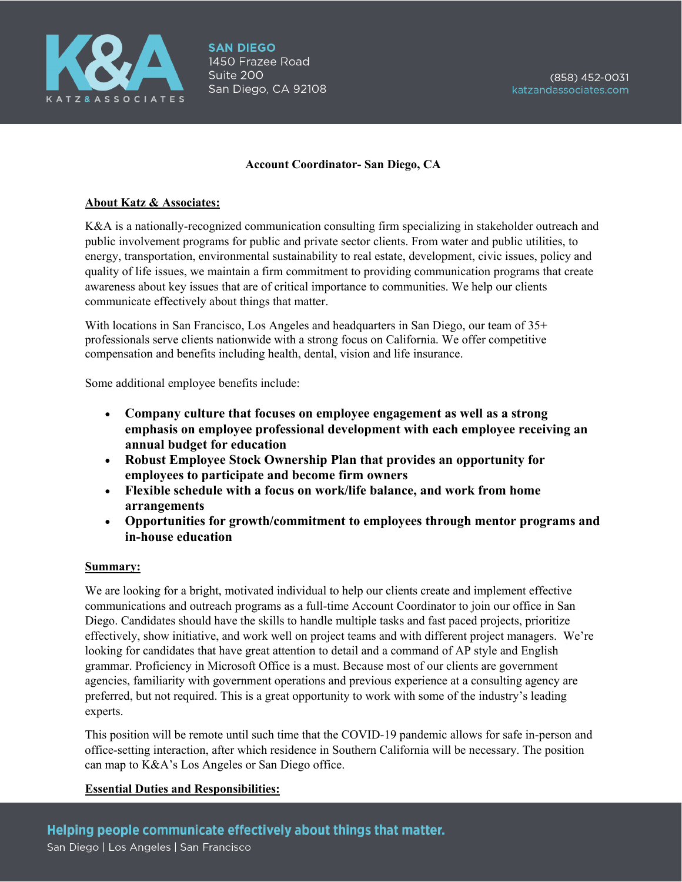**SAN DIEGO**
1450 Frazee Road
Suite 200
San Diego, CA 92108

(858) 452-0031
katzandassociates.com

# Account Coordinator- San Diego, CA

## About Katz & Associates:

K&A is a nationally-recognized communication consulting firm specializing in stakeholder outreach and public involvement programs for public and private sector clients. From water and public utilities, to energy, transportation, environmental sustainability to real estate, development, civic issues, policy and quality of life issues, we maintain a firm commitment to providing communication programs that create awareness about key issues that are of critical importance to communities. We help our clients communicate effectively about things that matter.

With locations in San Francisco, Los Angeles and headquarters in San Diego, our team of 35+ professionals serve clients nationwide with a strong focus on California. We offer competitive compensation and benefits including health, dental, vision and life insurance.

Some additional employee benefits include:

- **Company culture that focuses on employee engagement as well as a strong emphasis on employee professional development with each employee receiving an annual budget for education**
- **Robust Employee Stock Ownership Plan that provides an opportunity for employees to participate and become firm owners**
- **Flexible schedule with a focus on work/life balance, and work from home arrangements**
- **Opportunities for growth/commitment to employees through mentor programs and in-house education**

## Summary:

We are looking for a bright, motivated individual to help our clients create and implement effective communications and outreach programs as a full-time Account Coordinator to join our office in San Diego. Candidates should have the skills to handle multiple tasks and fast paced projects, prioritize effectively, show initiative, and work well on project teams and with different project managers. We're looking for candidates that have great attention to detail and a command of AP style and English grammar. Proficiency in Microsoft Office is a must. Because most of our clients are government agencies, familiarity with government operations and previous experience at a consulting agency are preferred, but not required. This is a great opportunity to work with some of the industry's leading experts.

This position will be remote until such time that the COVID-19 pandemic allows for safe in-person and office-setting interaction, after which residence in Southern California will be necessary. The position can map to K&A's Los Angeles or San Diego office.

## Essential Duties and Responsibilities: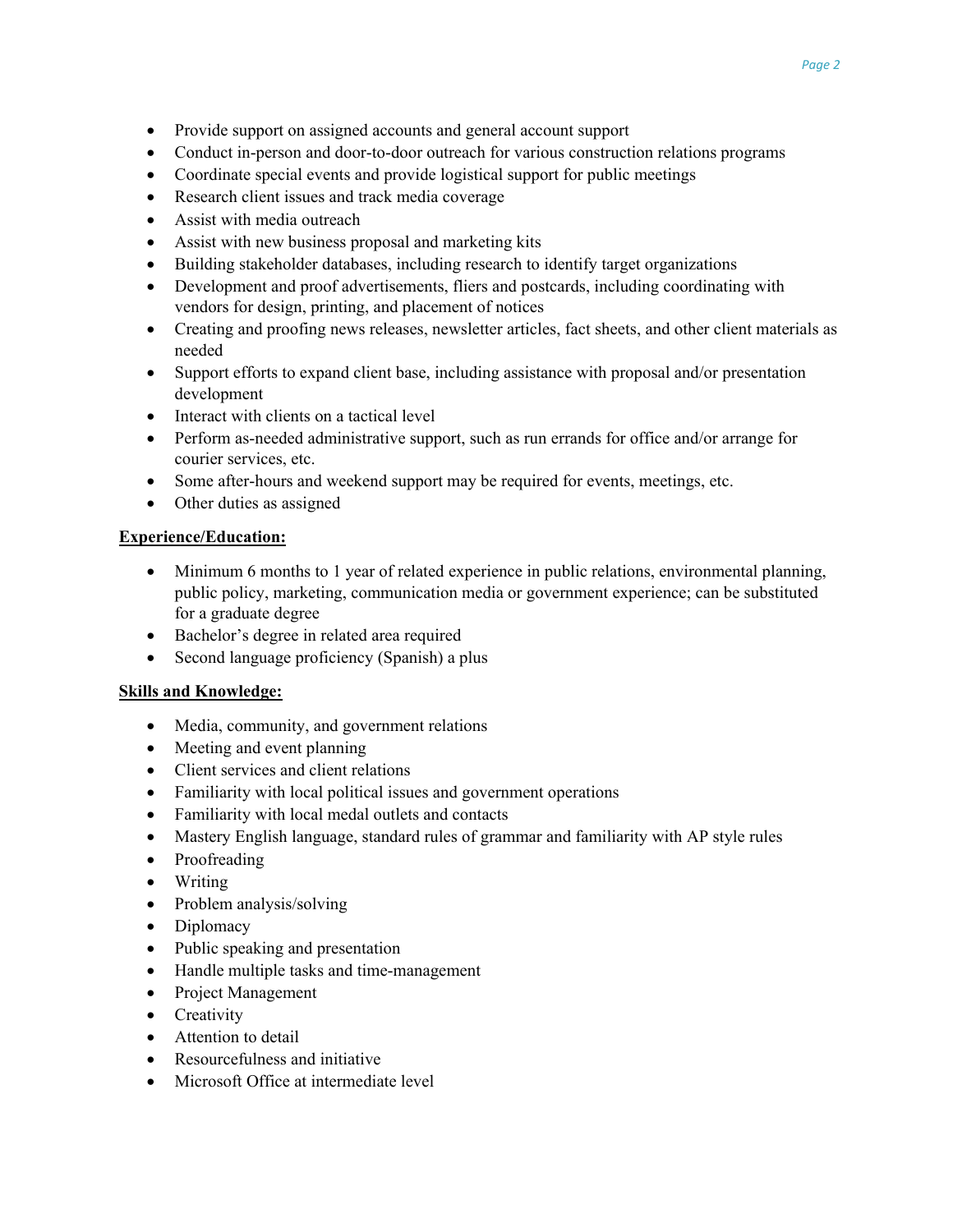- Provide support on assigned accounts and general account support
- Conduct in-person and door-to-door outreach for various construction relations programs
- Coordinate special events and provide logistical support for public meetings
- Research client issues and track media coverage
- Assist with media outreach
- Assist with new business proposal and marketing kits
- Building stakeholder databases, including research to identify target organizations
- Development and proof advertisements, fliers and postcards, including coordinating with vendors for design, printing, and placement of notices
- Creating and proofing news releases, newsletter articles, fact sheets, and other client materials as needed
- Support efforts to expand client base, including assistance with proposal and/or presentation development
- Interact with clients on a tactical level
- Perform as-needed administrative support, such as run errands for office and/or arrange for courier services, etc.
- Some after-hours and weekend support may be required for events, meetings, etc.
- Other duties as assigned

**Experience/Education:**

- Minimum 6 months to 1 year of related experience in public relations, environmental planning, public policy, marketing, communication media or government experience; can be substituted for a graduate degree
- Bachelor's degree in related area required
- Second language proficiency (Spanish) a plus

**Skills and Knowledge:**

- Media, community, and government relations
- Meeting and event planning
- Client services and client relations
- Familiarity with local political issues and government operations
- Familiarity with local medal outlets and contacts
- Mastery English language, standard rules of grammar and familiarity with AP style rules
- Proofreading
- Writing
- Problem analysis/solving
- Diplomacy
- Public speaking and presentation
- Handle multiple tasks and time-management
- Project Management
- Creativity
- Attention to detail
- Resourcefulness and initiative
- Microsoft Office at intermediate level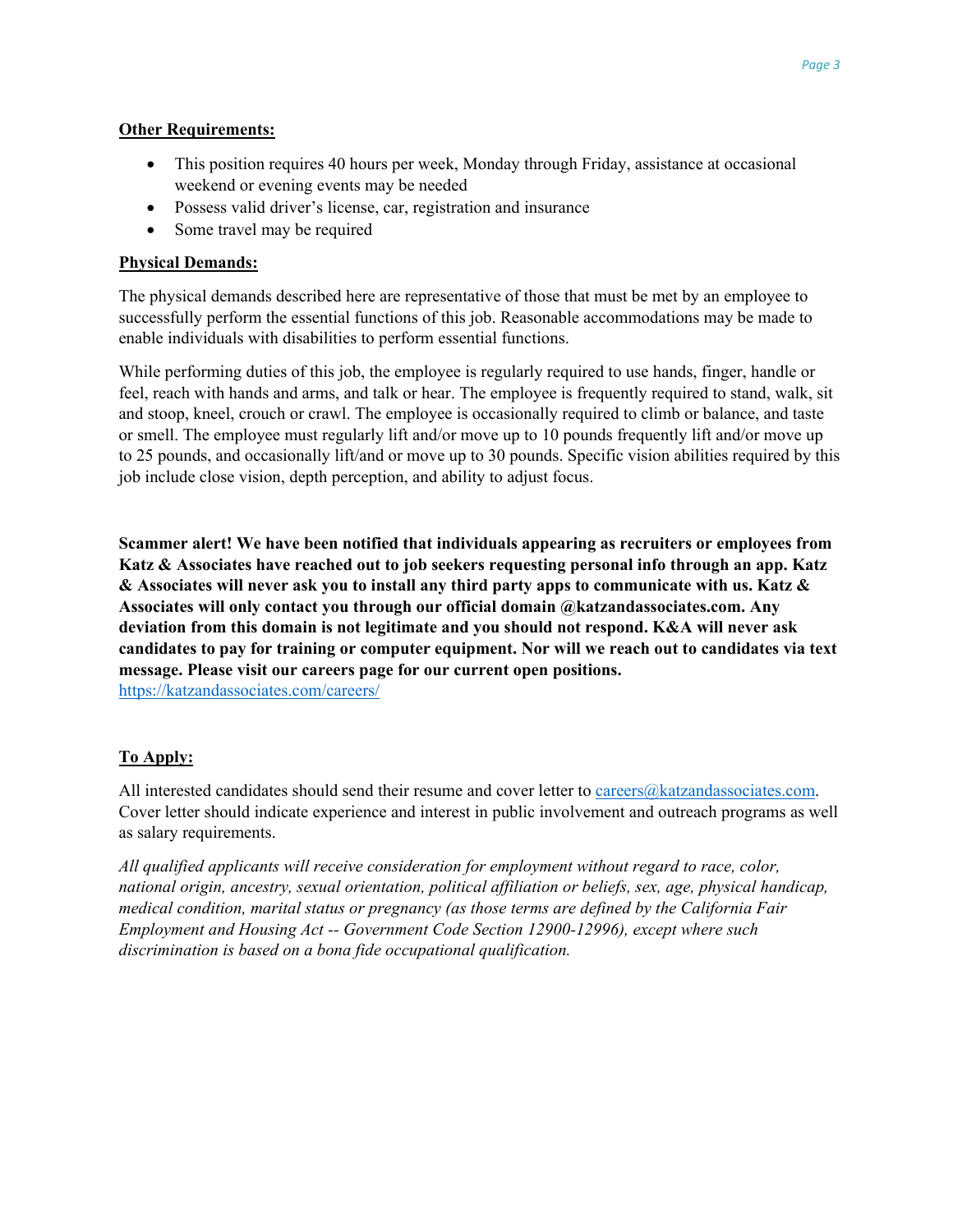**Other Requirements:**

- This position requires 40 hours per week, Monday through Friday, assistance at occasional weekend or evening events may be needed
- Possess valid driver's license, car, registration and insurance
- Some travel may be required

**Physical Demands:**

The physical demands described here are representative of those that must be met by an employee to successfully perform the essential functions of this job. Reasonable accommodations may be made to enable individuals with disabilities to perform essential functions.

While performing duties of this job, the employee is regularly required to use hands, finger, handle or feel, reach with hands and arms, and talk or hear. The employee is frequently required to stand, walk, sit and stoop, kneel, crouch or crawl. The employee is occasionally required to climb or balance, and taste or smell. The employee must regularly lift and/or move up to 10 pounds frequently lift and/or move up to 25 pounds, and occasionally lift/and or move up to 30 pounds. Specific vision abilities required by this job include close vision, depth perception, and ability to adjust focus.

**Scammer alert! We have been notified that individuals appearing as recruiters or employees from Katz & Associates have reached out to job seekers requesting personal info through an app. Katz & Associates will never ask you to install any third party apps to communicate with us. Katz & Associates will only contact you through our official domain @katzandassociates.com. Any deviation from this domain is not legitimate and you should not respond. K&A will never ask candidates to pay for training or computer equipment. Nor will we reach out to candidates via text message. Please visit our careers page for our current open positions.**
https://katzandassociates.com/careers/

**To Apply:**

All interested candidates should send their resume and cover letter to careers@katzandassociates.com. Cover letter should indicate experience and interest in public involvement and outreach programs as well as salary requirements.

*All qualified applicants will receive consideration for employment without regard to race, color, national origin, ancestry, sexual orientation, political affiliation or beliefs, sex, age, physical handicap, medical condition, marital status or pregnancy (as those terms are defined by the California Fair Employment and Housing Act -- Government Code Section 12900-12996), except where such discrimination is based on a bona fide occupational qualification.*